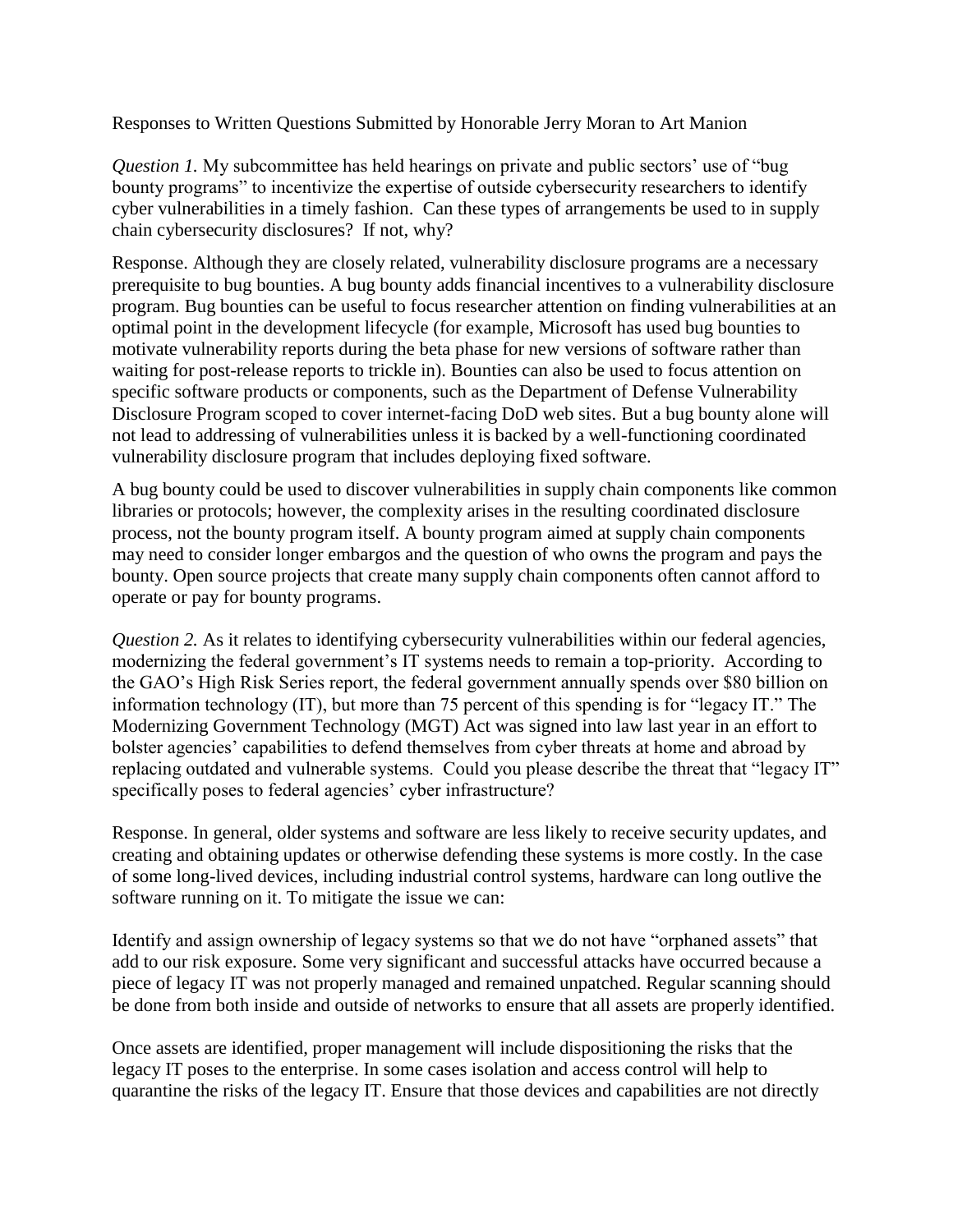Responses to Written Questions Submitted by Honorable Jerry Moran to Art Manion

*Question 1.* My subcommittee has held hearings on private and public sectors' use of "bug bounty programs" to incentivize the expertise of outside cybersecurity researchers to identify cyber vulnerabilities in a timely fashion. Can these types of arrangements be used to in supply chain cybersecurity disclosures? If not, why?

Response. Although they are closely related, vulnerability disclosure programs are a necessary prerequisite to bug bounties. A bug bounty adds financial incentives to a vulnerability disclosure program. Bug bounties can be useful to focus researcher attention on finding vulnerabilities at an optimal point in the development lifecycle (for example, Microsoft has used bug bounties to motivate vulnerability reports during the beta phase for new versions of software rather than waiting for post-release reports to trickle in). Bounties can also be used to focus attention on specific software products or components, such as the Department of Defense Vulnerability Disclosure Program scoped to cover internet-facing DoD web sites. But a bug bounty alone will not lead to addressing of vulnerabilities unless it is backed by a well-functioning coordinated vulnerability disclosure program that includes deploying fixed software.

A bug bounty could be used to discover vulnerabilities in supply chain components like common libraries or protocols; however, the complexity arises in the resulting coordinated disclosure process, not the bounty program itself. A bounty program aimed at supply chain components may need to consider longer embargos and the question of who owns the program and pays the bounty. Open source projects that create many supply chain components often cannot afford to operate or pay for bounty programs.

*Question 2.* As it relates to identifying cybersecurity vulnerabilities within our federal agencies, modernizing the federal government's IT systems needs to remain a top-priority. According to the GAO's High Risk Series report, the federal government annually spends over $80 billion on information technology (IT), but more than 75 percent of this spending is for "legacy IT." The Modernizing Government Technology (MGT) Act was signed into law last year in an effort to bolster agencies' capabilities to defend themselves from cyber threats at home and abroad by replacing outdated and vulnerable systems. Could you please describe the threat that "legacy IT" specifically poses to federal agencies' cyber infrastructure?

Response. In general, older systems and software are less likely to receive security updates, and creating and obtaining updates or otherwise defending these systems is more costly. In the case of some long-lived devices, including industrial control systems, hardware can long outlive the software running on it. To mitigate the issue we can:

Identify and assign ownership of legacy systems so that we do not have "orphaned assets" that add to our risk exposure. Some very significant and successful attacks have occurred because a piece of legacy IT was not properly managed and remained unpatched. Regular scanning should be done from both inside and outside of networks to ensure that all assets are properly identified.

Once assets are identified, proper management will include dispositioning the risks that the legacy IT poses to the enterprise. In some cases isolation and access control will help to quarantine the risks of the legacy IT. Ensure that those devices and capabilities are not directly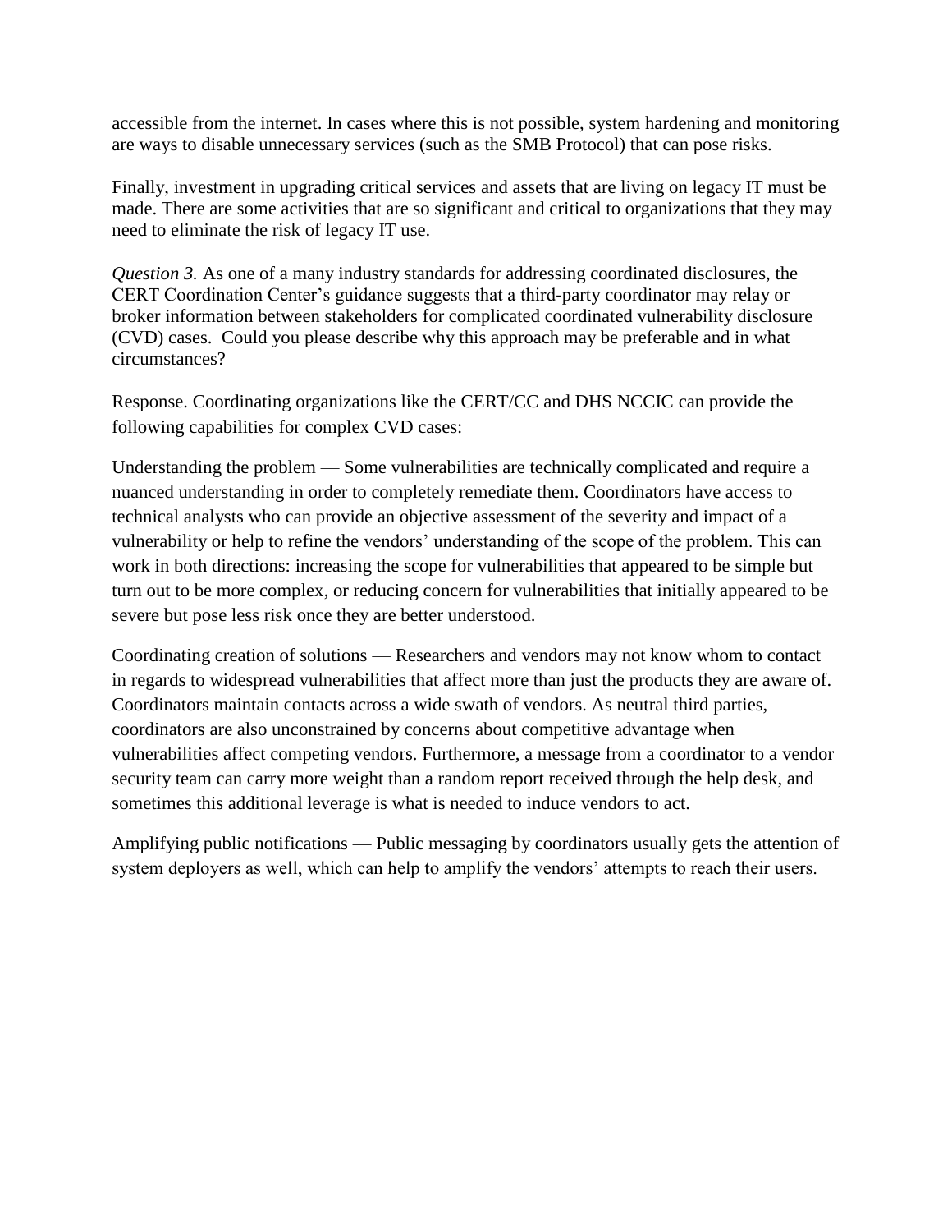accessible from the internet. In cases where this is not possible, system hardening and monitoring are ways to disable unnecessary services (such as the SMB Protocol) that can pose risks.

Finally, investment in upgrading critical services and assets that are living on legacy IT must be made. There are some activities that are so significant and critical to organizations that they may need to eliminate the risk of legacy IT use.

*Question 3.* As one of a many industry standards for addressing coordinated disclosures, the CERT Coordination Center's guidance suggests that a third-party coordinator may relay or broker information between stakeholders for complicated coordinated vulnerability disclosure (CVD) cases. Could you please describe why this approach may be preferable and in what circumstances?

Response. Coordinating organizations like the CERT/CC and DHS NCCIC can provide the following capabilities for complex CVD cases:

Understanding the problem — Some vulnerabilities are technically complicated and require a nuanced understanding in order to completely remediate them. Coordinators have access to technical analysts who can provide an objective assessment of the severity and impact of a vulnerability or help to refine the vendors' understanding of the scope of the problem. This can work in both directions: increasing the scope for vulnerabilities that appeared to be simple but turn out to be more complex, or reducing concern for vulnerabilities that initially appeared to be severe but pose less risk once they are better understood.

Coordinating creation of solutions — Researchers and vendors may not know whom to contact in regards to widespread vulnerabilities that affect more than just the products they are aware of. Coordinators maintain contacts across a wide swath of vendors. As neutral third parties, coordinators are also unconstrained by concerns about competitive advantage when vulnerabilities affect competing vendors. Furthermore, a message from a coordinator to a vendor security team can carry more weight than a random report received through the help desk, and sometimes this additional leverage is what is needed to induce vendors to act.

Amplifying public notifications — Public messaging by coordinators usually gets the attention of system deployers as well, which can help to amplify the vendors' attempts to reach their users.